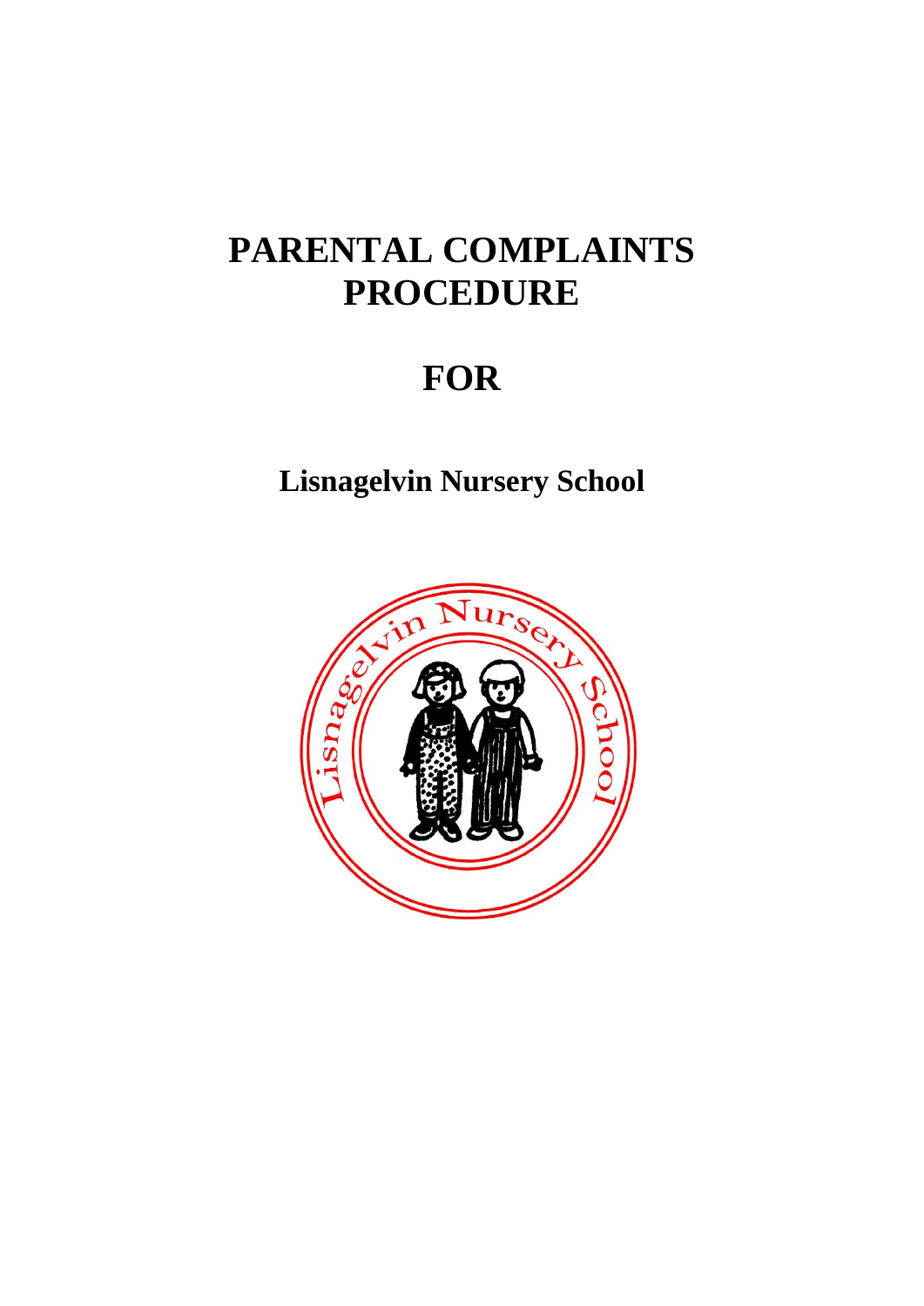# PARENTAL COMPLAINTS PROCEDURE

# FOR

## Lisnagelvin Nursery School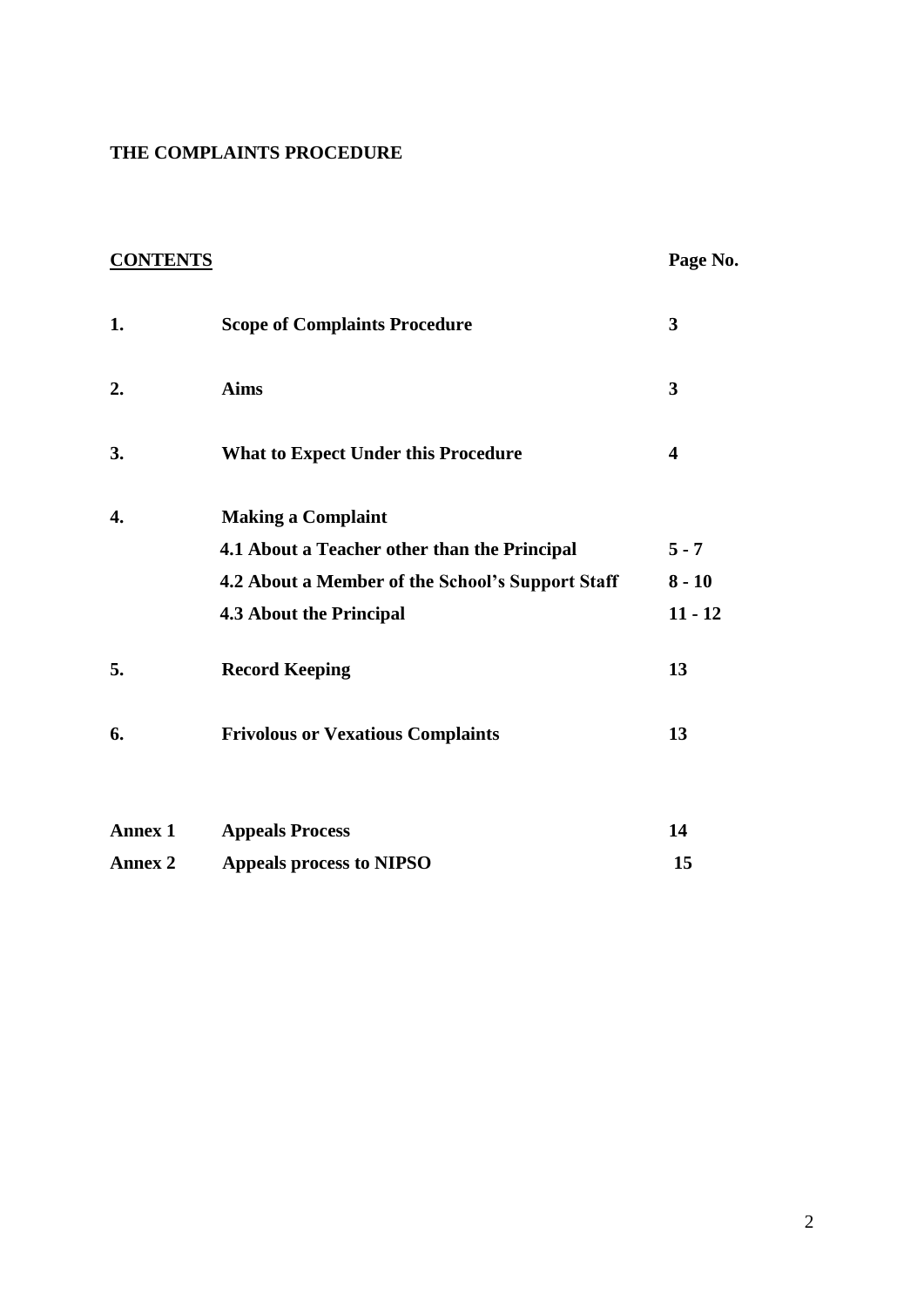**THE COMPLAINTS PROCEDURE**

| **CONTENTS** | | **Page No.** |
|---|---|---|
| **1.** | **Scope of Complaints Procedure** | **3** |
| **2.** | **Aims** | **3** |
| **3.** | **What to Expect Under this Procedure** | **4** |
| **4.** | **Making a Complaint** | |
| | **4.1 About a Teacher other than the Principal** | **5 - 7** |
| | **4.2 About a Member of the School's Support Staff** | **8 - 10** |
| | **4.3 About the Principal** | **11 - 12** |
| **5.** | **Record Keeping** | **13** |
| **6.** | **Frivolous or Vexatious Complaints** | **13** |
| **Annex 1** | **Appeals Process** | **14** |
| **Annex 2** | **Appeals process to NIPSO** | **15** |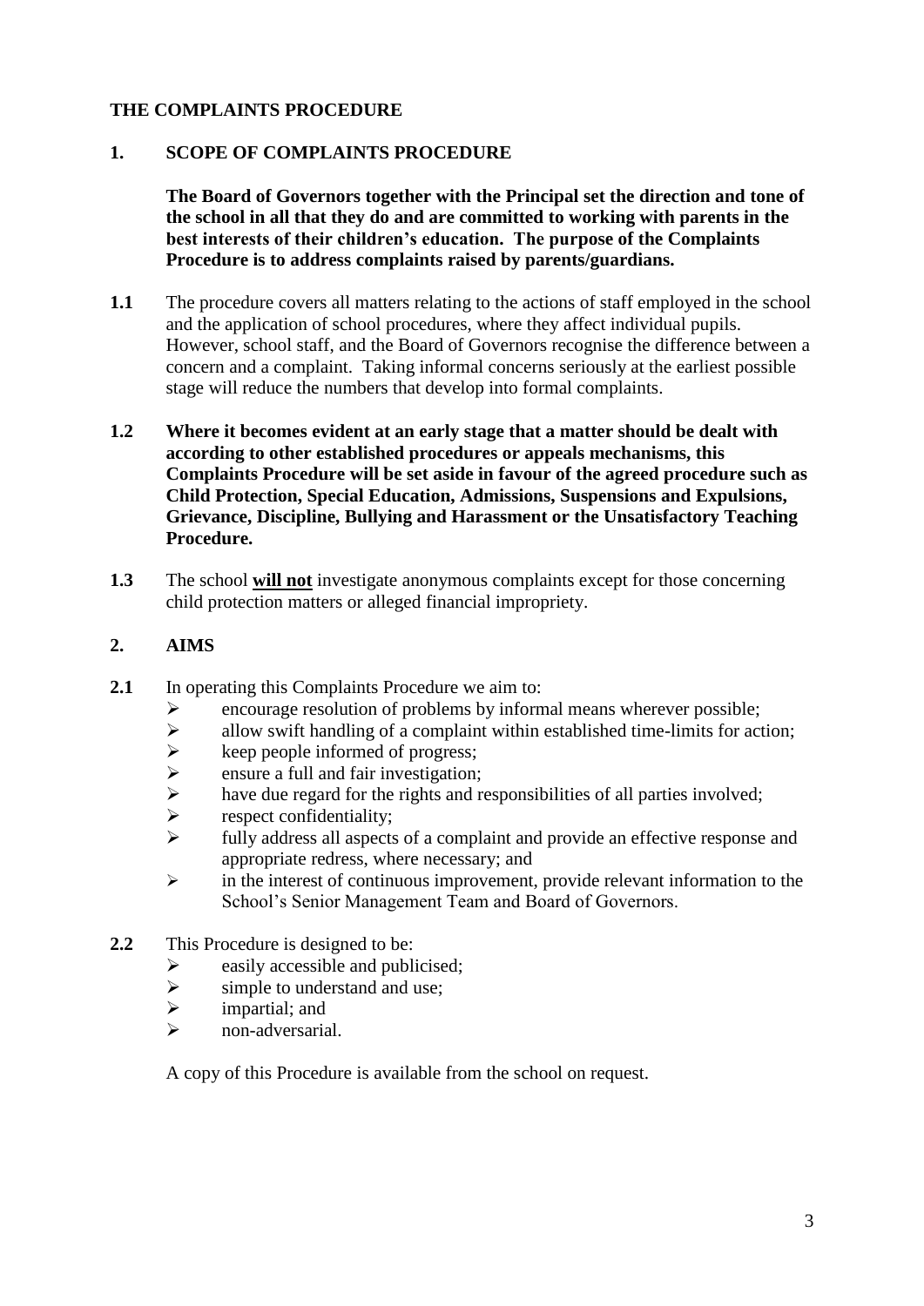## THE COMPLAINTS PROCEDURE

### 1. SCOPE OF COMPLAINTS PROCEDURE

**The Board of Governors together with the Principal set the direction and tone of the school in all that they do and are committed to working with parents in the best interests of their children's education. The purpose of the Complaints Procedure is to address complaints raised by parents/guardians.**

**1.1** The procedure covers all matters relating to the actions of staff employed in the school and the application of school procedures, where they affect individual pupils. However, school staff, and the Board of Governors recognise the difference between a concern and a complaint. Taking informal concerns seriously at the earliest possible stage will reduce the numbers that develop into formal complaints.

**1.2** **Where it becomes evident at an early stage that a matter should be dealt with according to other established procedures or appeals mechanisms, this Complaints Procedure will be set aside in favour of the agreed procedure such as Child Protection, Special Education, Admissions, Suspensions and Expulsions, Grievance, Discipline, Bullying and Harassment or the Unsatisfactory Teaching Procedure.**

**1.3** The school <u>**will not**</u> investigate anonymous complaints except for those concerning child protection matters or alleged financial impropriety.

### 2. AIMS

**2.1** In operating this Complaints Procedure we aim to:

- encourage resolution of problems by informal means wherever possible;
- allow swift handling of a complaint within established time-limits for action;
- keep people informed of progress;
- ensure a full and fair investigation;
- have due regard for the rights and responsibilities of all parties involved;
- respect confidentiality;
- fully address all aspects of a complaint and provide an effective response and appropriate redress, where necessary; and
- in the interest of continuous improvement, provide relevant information to the School's Senior Management Team and Board of Governors.

**2.2** This Procedure is designed to be:

- easily accessible and publicised;
- simple to understand and use;
- impartial; and
- non-adversarial.

A copy of this Procedure is available from the school on request.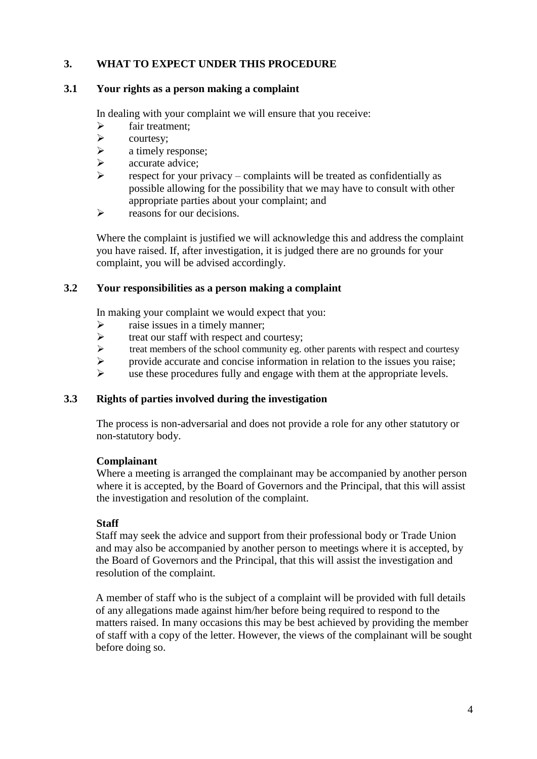## 3. WHAT TO EXPECT UNDER THIS PROCEDURE

### 3.1 Your rights as a person making a complaint

In dealing with your complaint we will ensure that you receive:

- fair treatment;
- courtesy;
- a timely response;
- accurate advice;
- respect for your privacy – complaints will be treated as confidentially as possible allowing for the possibility that we may have to consult with other appropriate parties about your complaint; and
- reasons for our decisions.

Where the complaint is justified we will acknowledge this and address the complaint you have raised. If, after investigation, it is judged there are no grounds for your complaint, you will be advised accordingly.

### 3.2 Your responsibilities as a person making a complaint

In making your complaint we would expect that you:

- raise issues in a timely manner;
- treat our staff with respect and courtesy;
- treat members of the school community eg. other parents with respect and courtesy
- provide accurate and concise information in relation to the issues you raise;
- use these procedures fully and engage with them at the appropriate levels.

### 3.3 Rights of parties involved during the investigation

The process is non-adversarial and does not provide a role for any other statutory or non-statutory body.

**Complainant**

Where a meeting is arranged the complainant may be accompanied by another person where it is accepted, by the Board of Governors and the Principal, that this will assist the investigation and resolution of the complaint.

**Staff**

Staff may seek the advice and support from their professional body or Trade Union and may also be accompanied by another person to meetings where it is accepted, by the Board of Governors and the Principal, that this will assist the investigation and resolution of the complaint.

A member of staff who is the subject of a complaint will be provided with full details of any allegations made against him/her before being required to respond to the matters raised. In many occasions this may be best achieved by providing the member of staff with a copy of the letter. However, the views of the complainant will be sought before doing so.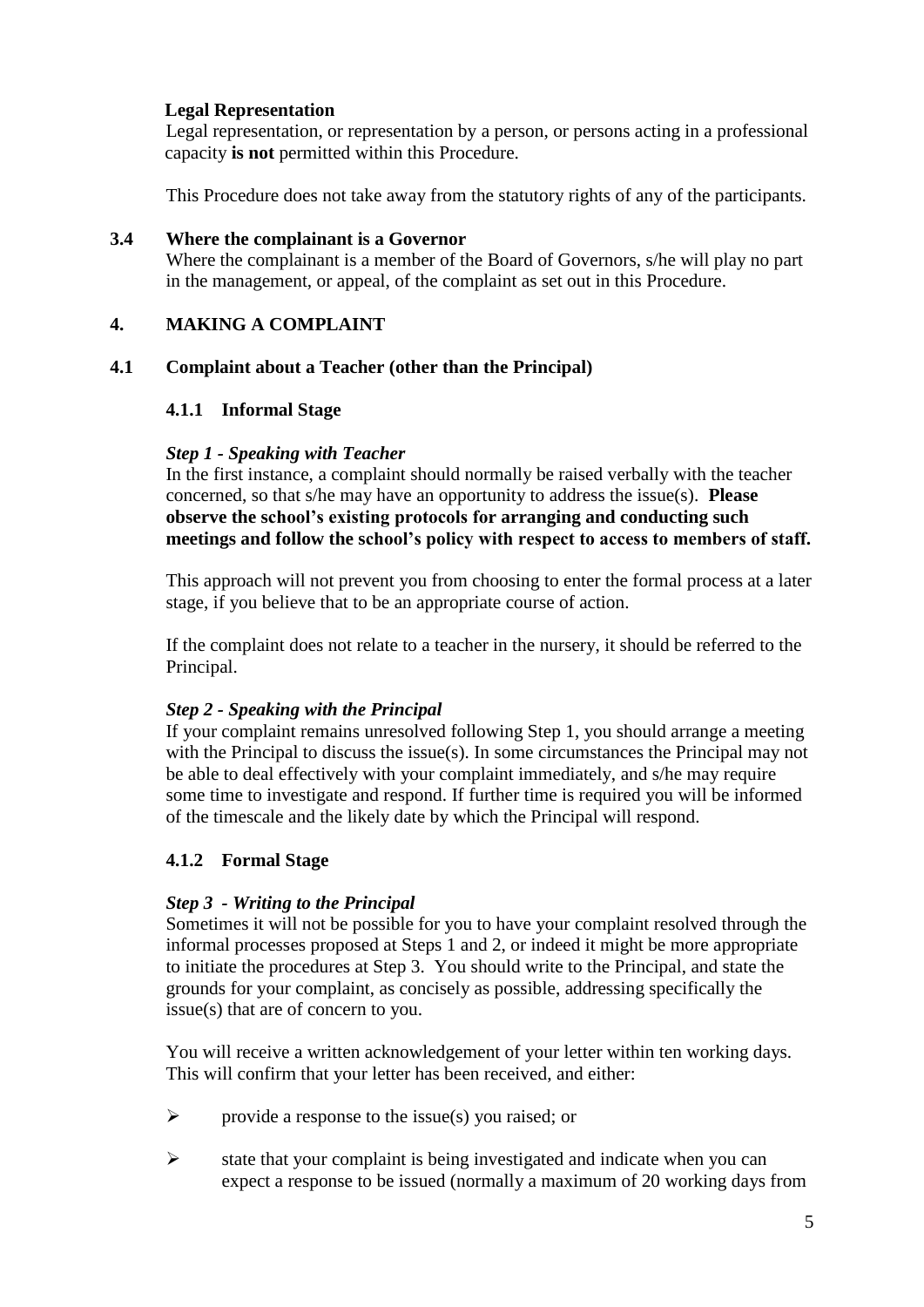**Legal Representation**

Legal representation, or representation by a person, or persons acting in a professional capacity **is not** permitted within this Procedure.

This Procedure does not take away from the statutory rights of any of the participants.

### 3.4 Where the complainant is a Governor

Where the complainant is a member of the Board of Governors, s/he will play no part in the management, or appeal, of the complaint as set out in this Procedure.

## 4. MAKING A COMPLAINT

### 4.1 Complaint about a Teacher (other than the Principal)

#### 4.1.1 Informal Stage

***Step 1 - Speaking with Teacher***

In the first instance, a complaint should normally be raised verbally with the teacher concerned, so that s/he may have an opportunity to address the issue(s). **Please observe the school's existing protocols for arranging and conducting such meetings and follow the school's policy with respect to access to members of staff.**

This approach will not prevent you from choosing to enter the formal process at a later stage, if you believe that to be an appropriate course of action.

If the complaint does not relate to a teacher in the nursery, it should be referred to the Principal.

***Step 2 - Speaking with the Principal***

If your complaint remains unresolved following Step 1, you should arrange a meeting with the Principal to discuss the issue(s). In some circumstances the Principal may not be able to deal effectively with your complaint immediately, and s/he may require some time to investigate and respond. If further time is required you will be informed of the timescale and the likely date by which the Principal will respond.

#### 4.1.2 Formal Stage

***Step 3 - Writing to the Principal***

Sometimes it will not be possible for you to have your complaint resolved through the informal processes proposed at Steps 1 and 2, or indeed it might be more appropriate to initiate the procedures at Step 3. You should write to the Principal, and state the grounds for your complaint, as concisely as possible, addressing specifically the issue(s) that are of concern to you.

You will receive a written acknowledgement of your letter within ten working days. This will confirm that your letter has been received, and either:

- provide a response to the issue(s) you raised; or
- state that your complaint is being investigated and indicate when you can expect a response to be issued (normally a maximum of 20 working days from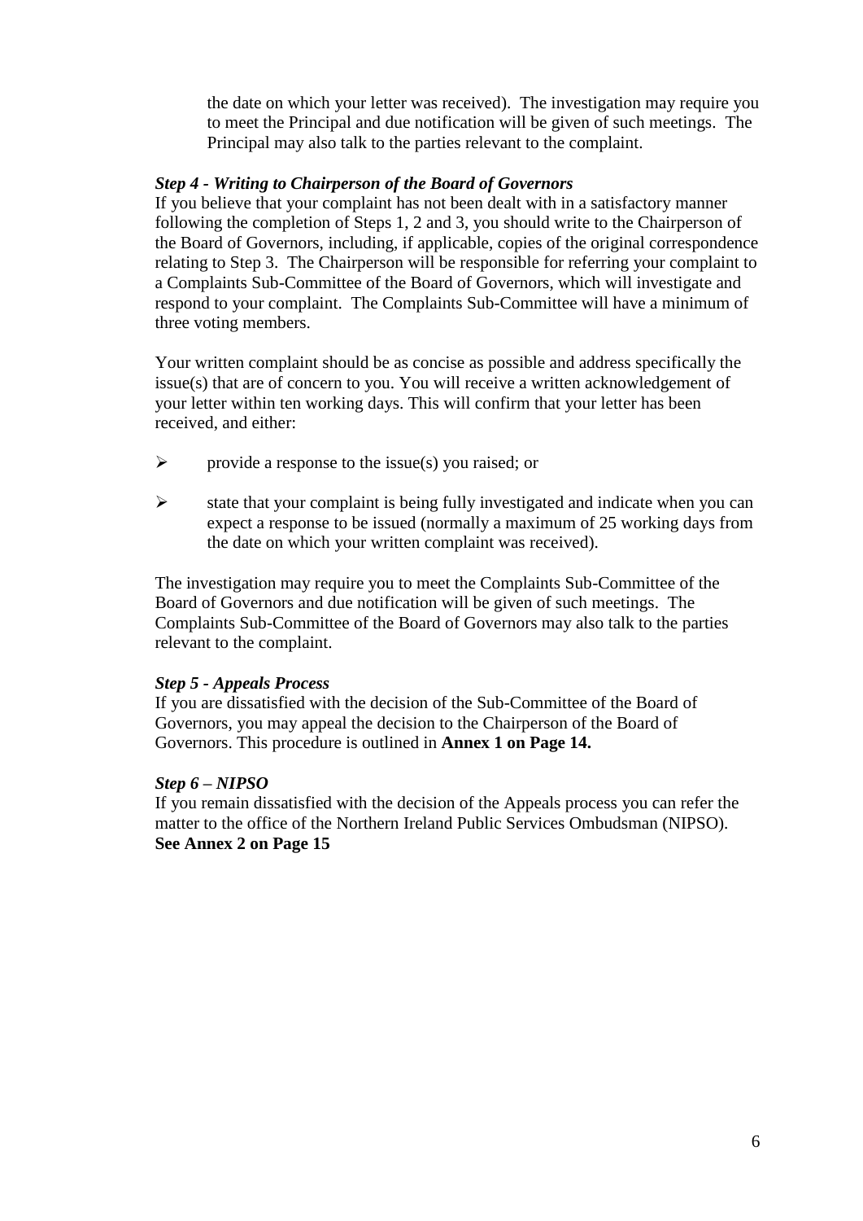the date on which your letter was received). The investigation may require you to meet the Principal and due notification will be given of such meetings. The Principal may also talk to the parties relevant to the complaint.

***Step 4 - Writing to Chairperson of the Board of Governors***

If you believe that your complaint has not been dealt with in a satisfactory manner following the completion of Steps 1, 2 and 3, you should write to the Chairperson of the Board of Governors, including, if applicable, copies of the original correspondence relating to Step 3. The Chairperson will be responsible for referring your complaint to a Complaints Sub-Committee of the Board of Governors, which will investigate and respond to your complaint. The Complaints Sub-Committee will have a minimum of three voting members.

Your written complaint should be as concise as possible and address specifically the issue(s) that are of concern to you. You will receive a written acknowledgement of your letter within ten working days. This will confirm that your letter has been received, and either:

- provide a response to the issue(s) you raised; or
- state that your complaint is being fully investigated and indicate when you can expect a response to be issued (normally a maximum of 25 working days from the date on which your written complaint was received).

The investigation may require you to meet the Complaints Sub-Committee of the Board of Governors and due notification will be given of such meetings. The Complaints Sub-Committee of the Board of Governors may also talk to the parties relevant to the complaint.

***Step 5 - Appeals Process***

If you are dissatisfied with the decision of the Sub-Committee of the Board of Governors, you may appeal the decision to the Chairperson of the Board of Governors. This procedure is outlined in **Annex 1 on Page 14.**

***Step 6 – NIPSO***

If you remain dissatisfied with the decision of the Appeals process you can refer the matter to the office of the Northern Ireland Public Services Ombudsman (NIPSO). **See Annex 2 on Page 15**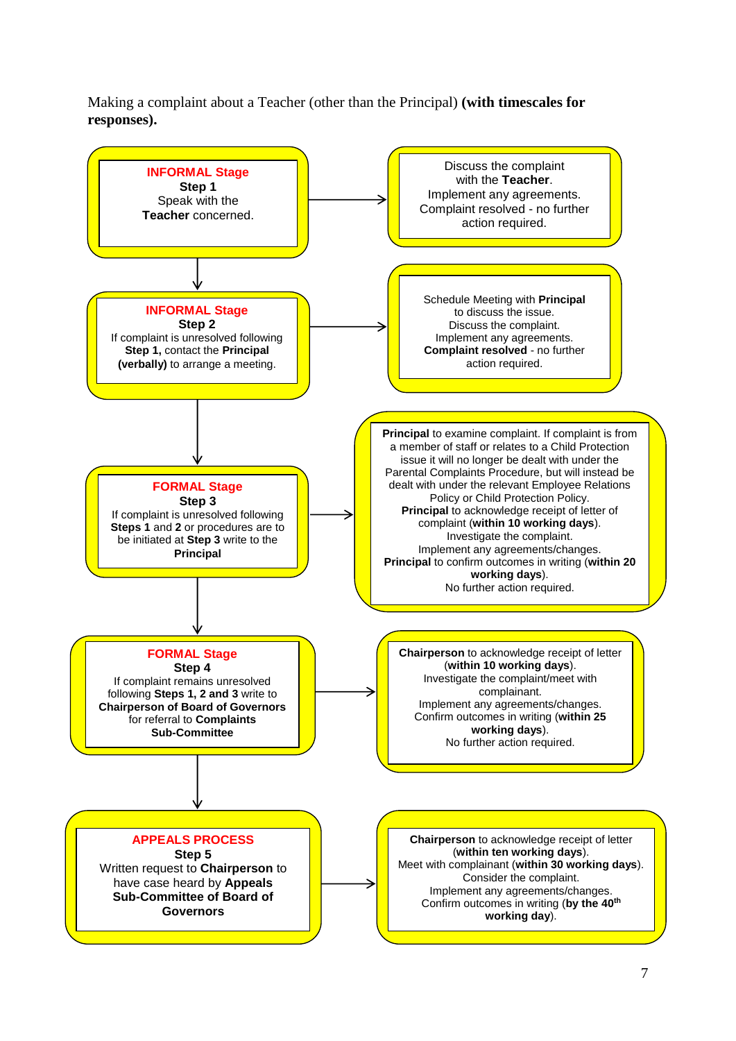Making a complaint about a Teacher (other than the Principal) **(with timescales for responses).**

**INFORMAL Stage**
**Step 1**
Speak with the **Teacher** concerned.

→ Discuss the complaint with the **Teacher**. Implement any agreements. Complaint resolved - no further action required.

**INFORMAL Stage**
**Step 2**
If complaint is unresolved following **Step 1,** contact the **Principal (verbally)** to arrange a meeting.

→ Schedule Meeting with **Principal** to discuss the issue. Discuss the complaint. Implement any agreements. **Complaint resolved** - no further action required.

**FORMAL Stage**
**Step 3**
If complaint is unresolved following **Steps 1** and **2** or procedures are to be initiated at **Step 3** write to the **Principal**

→ **Principal** to examine complaint. If complaint is from a member of staff or relates to a Child Protection issue it will no longer be dealt with under the Parental Complaints Procedure, but will instead be dealt with under the relevant Employee Relations Policy or Child Protection Policy. **Principal** to acknowledge receipt of letter of complaint (**within 10 working days**). Investigate the complaint. Implement any agreements/changes. **Principal** to confirm outcomes in writing (**within 20 working days**). No further action required.

**FORMAL Stage**
**Step 4**
If complaint remains unresolved following **Steps 1, 2 and 3** write to **Chairperson of Board of Governors** for referral to **Complaints Sub-Committee**

→ **Chairperson** to acknowledge receipt of letter (**within 10 working days**). Investigate the complaint/meet with complainant. Implement any agreements/changes. Confirm outcomes in writing (**within 25 working days**). No further action required.

**APPEALS PROCESS**
**Step 5**
Written request to **Chairperson** to have case heard by **Appeals Sub-Committee of Board of Governors**

→ **Chairperson** to acknowledge receipt of letter (**within ten working days**). Meet with complainant (**within 30 working days**). Consider the complaint. Implement any agreements/changes. Confirm outcomes in writing (**by the 40th working day**).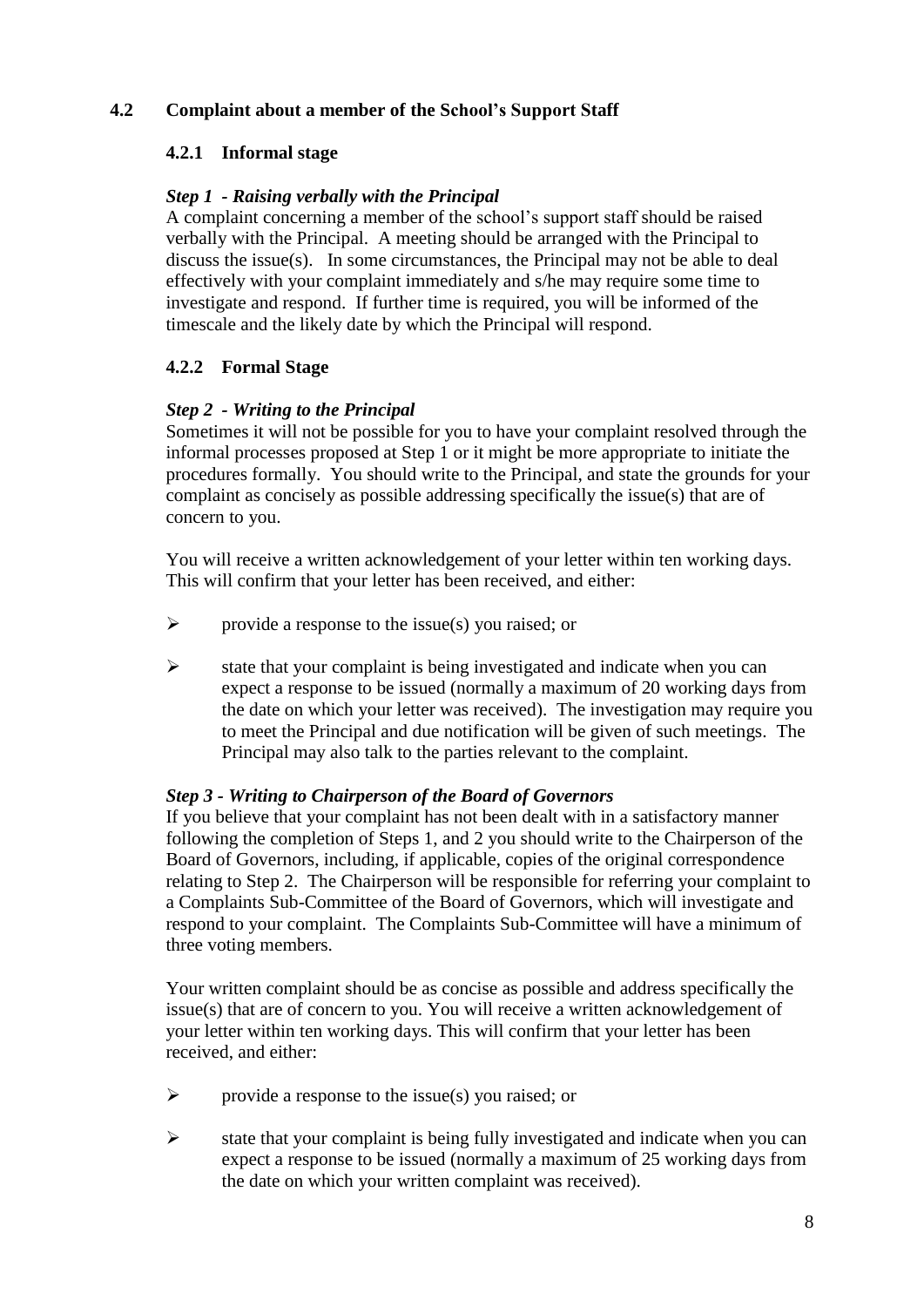## 4.2 Complaint about a member of the School's Support Staff

### 4.2.1 Informal stage

***Step 1 - Raising verbally with the Principal***

A complaint concerning a member of the school's support staff should be raised verbally with the Principal. A meeting should be arranged with the Principal to discuss the issue(s). In some circumstances, the Principal may not be able to deal effectively with your complaint immediately and s/he may require some time to investigate and respond. If further time is required, you will be informed of the timescale and the likely date by which the Principal will respond.

### 4.2.2 Formal Stage

***Step 2 - Writing to the Principal***

Sometimes it will not be possible for you to have your complaint resolved through the informal processes proposed at Step 1 or it might be more appropriate to initiate the procedures formally. You should write to the Principal, and state the grounds for your complaint as concisely as possible addressing specifically the issue(s) that are of concern to you.

You will receive a written acknowledgement of your letter within ten working days. This will confirm that your letter has been received, and either:

- provide a response to the issue(s) you raised; or
- state that your complaint is being investigated and indicate when you can expect a response to be issued (normally a maximum of 20 working days from the date on which your letter was received). The investigation may require you to meet the Principal and due notification will be given of such meetings. The Principal may also talk to the parties relevant to the complaint.

***Step 3 - Writing to Chairperson of the Board of Governors***

If you believe that your complaint has not been dealt with in a satisfactory manner following the completion of Steps 1, and 2 you should write to the Chairperson of the Board of Governors, including, if applicable, copies of the original correspondence relating to Step 2. The Chairperson will be responsible for referring your complaint to a Complaints Sub-Committee of the Board of Governors, which will investigate and respond to your complaint. The Complaints Sub-Committee will have a minimum of three voting members.

Your written complaint should be as concise as possible and address specifically the issue(s) that are of concern to you. You will receive a written acknowledgement of your letter within ten working days. This will confirm that your letter has been received, and either:

- provide a response to the issue(s) you raised; or
- state that your complaint is being fully investigated and indicate when you can expect a response to be issued (normally a maximum of 25 working days from the date on which your written complaint was received).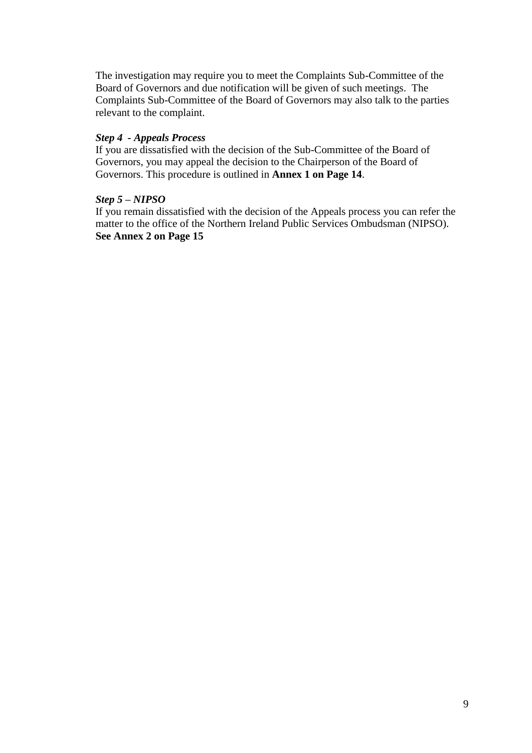The investigation may require you to meet the Complaints Sub-Committee of the Board of Governors and due notification will be given of such meetings. The Complaints Sub-Committee of the Board of Governors may also talk to the parties relevant to the complaint.

***Step 4 - Appeals Process***

If you are dissatisfied with the decision of the Sub-Committee of the Board of Governors, you may appeal the decision to the Chairperson of the Board of Governors. This procedure is outlined in **Annex 1 on Page 14**.

***Step 5 – NIPSO***

If you remain dissatisfied with the decision of the Appeals process you can refer the matter to the office of the Northern Ireland Public Services Ombudsman (NIPSO). **See Annex 2 on Page 15**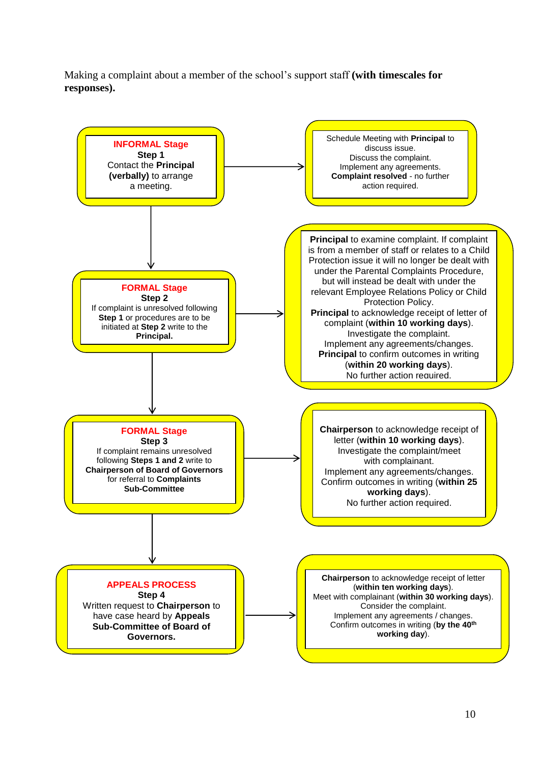Making a complaint about a member of the school's support staff **(with timescales for responses).**

**INFORMAL Stage**
**Step 1**
Contact the **Principal (verbally)** to arrange a meeting.

→ Schedule Meeting with **Principal** to discuss issue.
Discuss the complaint.
Implement any agreements.
**Complaint resolved** - no further action required.

**FORMAL Stage**
**Step 2**
If complaint is unresolved following **Step 1** or procedures are to be initiated at **Step 2** write to the **Principal.**

→ **Principal** to examine complaint. If complaint is from a member of staff or relates to a Child Protection issue it will no longer be dealt with under the Parental Complaints Procedure, but will instead be dealt with under the relevant Employee Relations Policy or Child Protection Policy.
**Principal** to acknowledge receipt of letter of complaint (**within 10 working days**).
Investigate the complaint.
Implement any agreements/changes.
**Principal** to confirm outcomes in writing (**within 20 working days**).
No further action required.

**FORMAL Stage**
**Step 3**
If complaint remains unresolved following **Steps 1 and 2** write to **Chairperson of Board of Governors** for referral to **Complaints Sub-Committee**

→ **Chairperson** to acknowledge receipt of letter (**within 10 working days**).
Investigate the complaint/meet with complainant.
Implement any agreements/changes.
Confirm outcomes in writing (**within 25 working days**).
No further action required.

**APPEALS PROCESS**
**Step 4**
Written request to **Chairperson** to have case heard by **Appeals Sub-Committee of Board of Governors.**

→ **Chairperson** to acknowledge receipt of letter (**within ten working days**).
Meet with complainant (**within 30 working days**).
Consider the complaint.
Implement any agreements / changes.
Confirm outcomes in writing (**by the 40th working day**).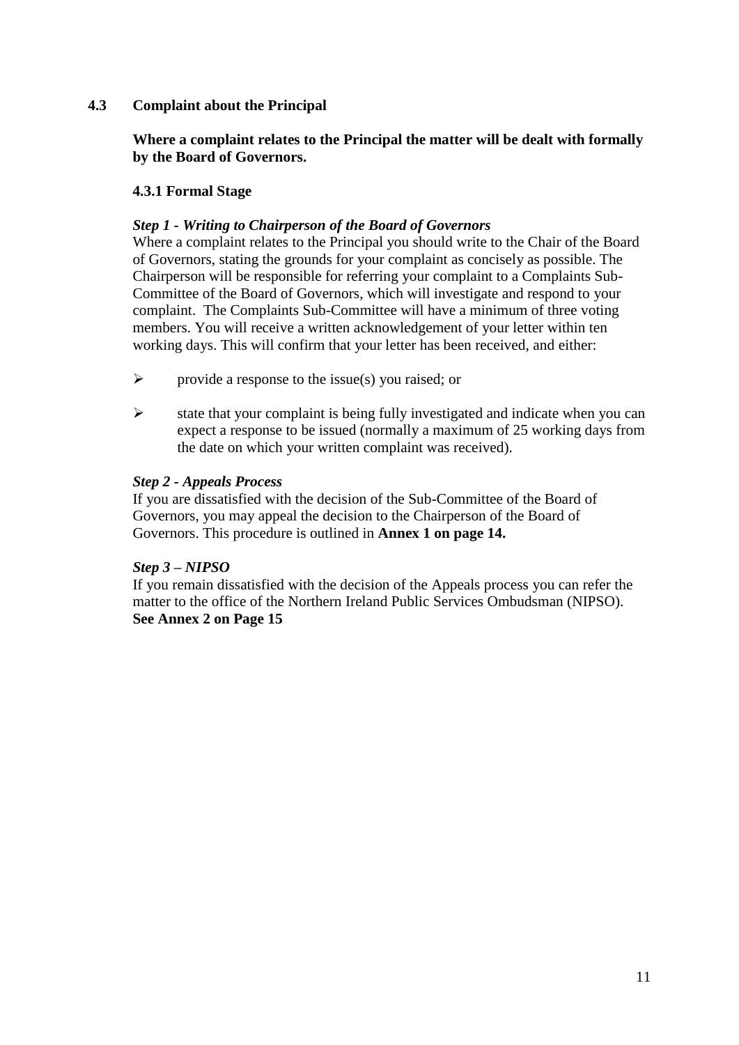## 4.3 Complaint about the Principal

**Where a complaint relates to the Principal the matter will be dealt with formally by the Board of Governors.**

### 4.3.1 Formal Stage

***Step 1 - Writing to Chairperson of the Board of Governors***

Where a complaint relates to the Principal you should write to the Chair of the Board of Governors, stating the grounds for your complaint as concisely as possible. The Chairperson will be responsible for referring your complaint to a Complaints Sub-Committee of the Board of Governors, which will investigate and respond to your complaint. The Complaints Sub-Committee will have a minimum of three voting members. You will receive a written acknowledgement of your letter within ten working days. This will confirm that your letter has been received, and either:

- provide a response to the issue(s) you raised; or
- state that your complaint is being fully investigated and indicate when you can expect a response to be issued (normally a maximum of 25 working days from the date on which your written complaint was received).

***Step 2 - Appeals Process***

If you are dissatisfied with the decision of the Sub-Committee of the Board of Governors, you may appeal the decision to the Chairperson of the Board of Governors. This procedure is outlined in **Annex 1 on page 14.**

***Step 3 – NIPSO***

If you remain dissatisfied with the decision of the Appeals process you can refer the matter to the office of the Northern Ireland Public Services Ombudsman (NIPSO). **See Annex 2 on Page 15**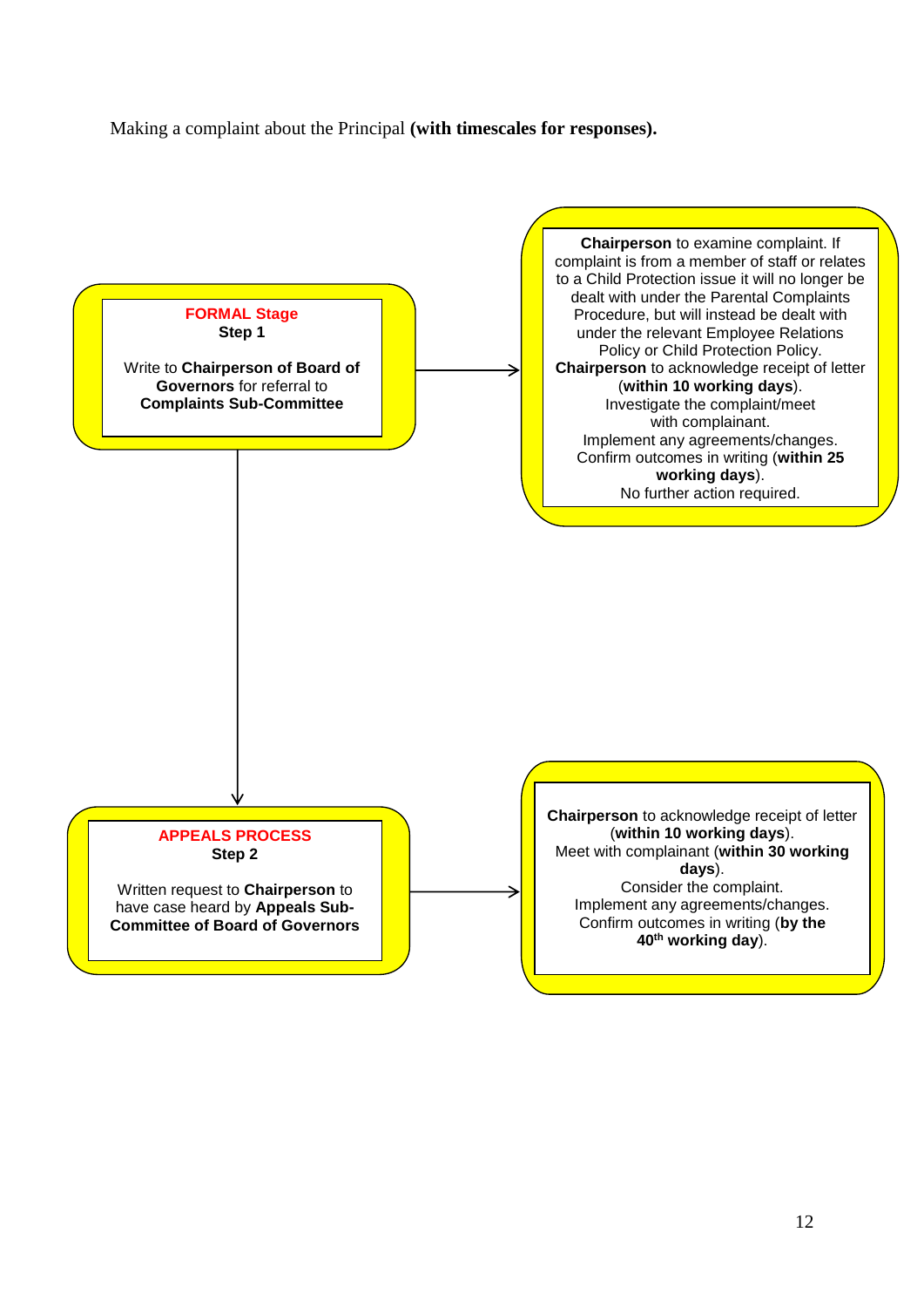Making a complaint about the Principal **(with timescales for responses).**

**FORMAL Stage**
**Step 1**

Write to **Chairperson of Board of Governors** for referral to **Complaints Sub-Committee**

→

**Chairperson** to examine complaint. If complaint is from a member of staff or relates to a Child Protection issue it will no longer be dealt with under the Parental Complaints Procedure, but will instead be dealt with under the relevant Employee Relations Policy or Child Protection Policy.
**Chairperson** to acknowledge receipt of letter (**within 10 working days**).
Investigate the complaint/meet with complainant.
Implement any agreements/changes.
Confirm outcomes in writing (**within 25 working days**).
No further action required.

↓

**APPEALS PROCESS**
**Step 2**

Written request to **Chairperson** to have case heard by **Appeals Sub-Committee of Board of Governors**

→

**Chairperson** to acknowledge receipt of letter (**within 10 working days**).
Meet with complainant (**within 30 working days**).
Consider the complaint.
Implement any agreements/changes.
Confirm outcomes in writing (**by the 40th working day**).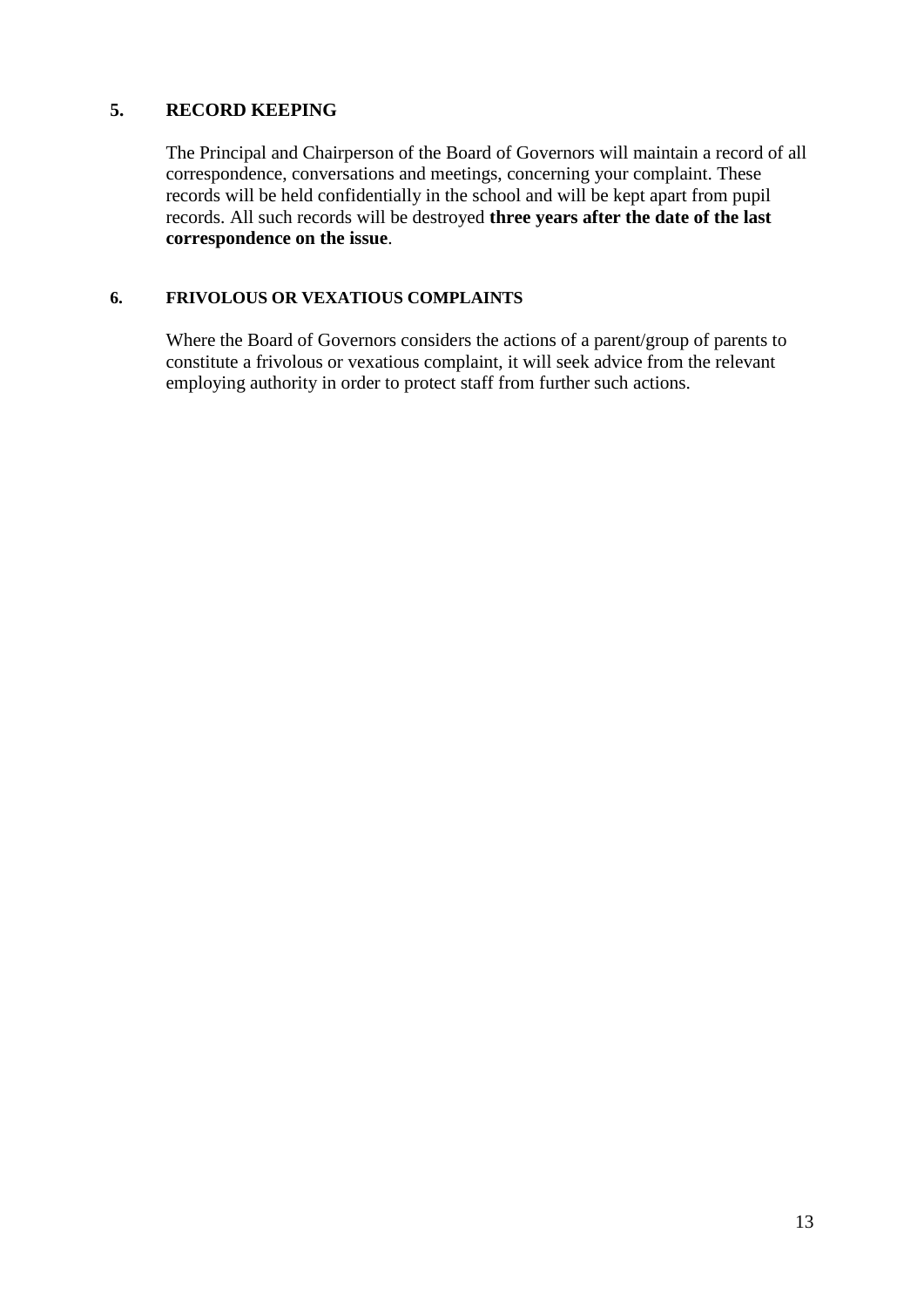## 5. RECORD KEEPING

The Principal and Chairperson of the Board of Governors will maintain a record of all correspondence, conversations and meetings, concerning your complaint. These records will be held confidentially in the school and will be kept apart from pupil records. All such records will be destroyed **three years after the date of the last correspondence on the issue**.

## 6. FRIVOLOUS OR VEXATIOUS COMPLAINTS

Where the Board of Governors considers the actions of a parent/group of parents to constitute a frivolous or vexatious complaint, it will seek advice from the relevant employing authority in order to protect staff from further such actions.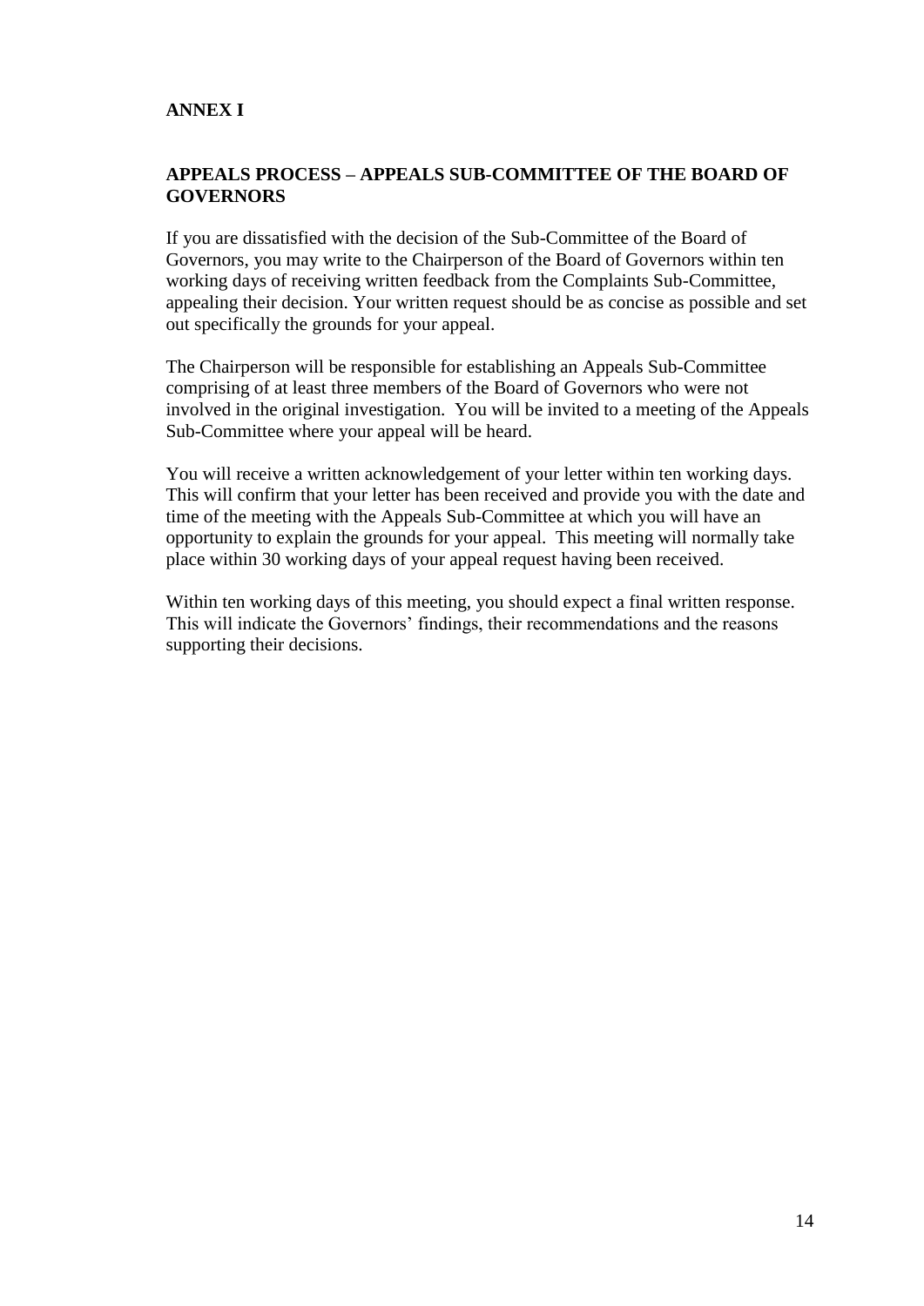**ANNEX I**

## APPEALS PROCESS – APPEALS SUB-COMMITTEE OF THE BOARD OF GOVERNORS

If you are dissatisfied with the decision of the Sub-Committee of the Board of Governors, you may write to the Chairperson of the Board of Governors within ten working days of receiving written feedback from the Complaints Sub-Committee, appealing their decision. Your written request should be as concise as possible and set out specifically the grounds for your appeal.

The Chairperson will be responsible for establishing an Appeals Sub-Committee comprising of at least three members of the Board of Governors who were not involved in the original investigation. You will be invited to a meeting of the Appeals Sub-Committee where your appeal will be heard.

You will receive a written acknowledgement of your letter within ten working days. This will confirm that your letter has been received and provide you with the date and time of the meeting with the Appeals Sub-Committee at which you will have an opportunity to explain the grounds for your appeal. This meeting will normally take place within 30 working days of your appeal request having been received.

Within ten working days of this meeting, you should expect a final written response. This will indicate the Governors' findings, their recommendations and the reasons supporting their decisions.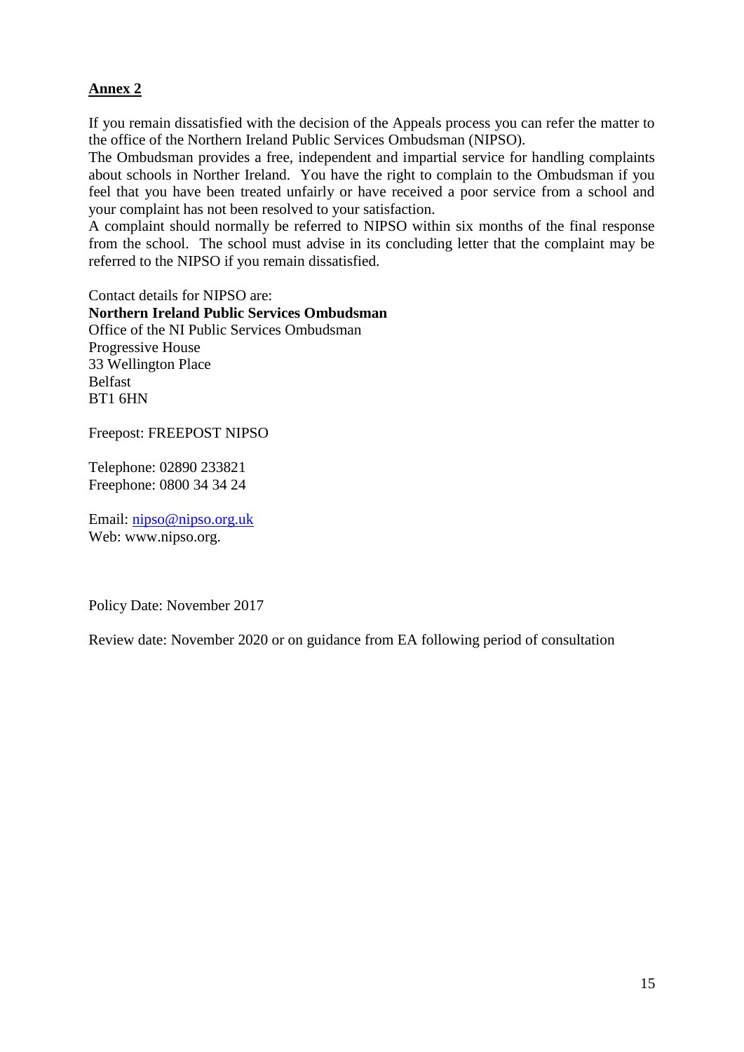**Annex 2**

If you remain dissatisfied with the decision of the Appeals process you can refer the matter to the office of the Northern Ireland Public Services Ombudsman (NIPSO).
The Ombudsman provides a free, independent and impartial service for handling complaints about schools in Norther Ireland. You have the right to complain to the Ombudsman if you feel that you have been treated unfairly or have received a poor service from a school and your complaint has not been resolved to your satisfaction.
A complaint should normally be referred to NIPSO within six months of the final response from the school. The school must advise in its concluding letter that the complaint may be referred to the NIPSO if you remain dissatisfied.

Contact details for NIPSO are:
**Northern Ireland Public Services Ombudsman**
Office of the NI Public Services Ombudsman
Progressive House
33 Wellington Place
Belfast
BT1 6HN

Freepost: FREEPOST NIPSO

Telephone: 02890 233821
Freephone: 0800 34 34 24

Email: nipso@nipso.org.uk
Web: www.nipso.org.

Policy Date: November 2017

Review date: November 2020 or on guidance from EA following period of consultation